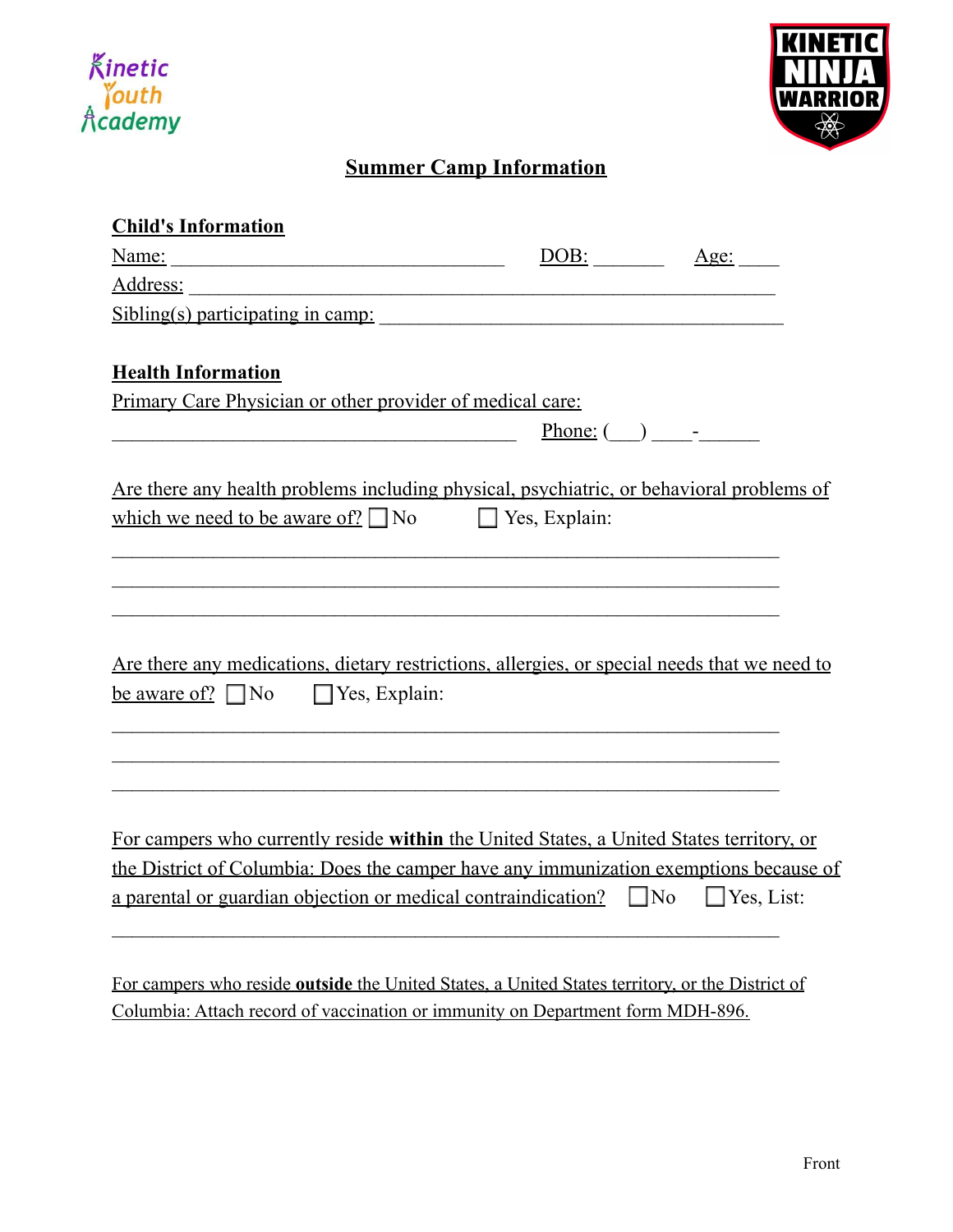Kinetic Youth Academy

KINETIC NINJA WARRIOR

# Summary Camp Information

## Child's Information

Name: ________________________________ DOB: _______ Age: ____

Address: ________________________________________________________

Sibling(s) participating in camp: ______________________________________

## Health Information

Primary Care Physician or other provider of medical care:

______________________________________ Phone: (___) ____-______

Are there any health problems including physical, psychiatric, or behavioral problems of which we need to be aware of? ☐ No ☐ Yes, Explain:

______________________________________________________________

______________________________________________________________

______________________________________________________________

Are there any medications, dietary restrictions, allergies, or special needs that we need to be aware of? ☐ No ☐ Yes, Explain:

______________________________________________________________

______________________________________________________________

______________________________________________________________

For campers who currently reside **within** the United States, a United States territory, or the District of Columbia: Does the camper have any immunization exemptions because of a parental or guardian objection or medical contraindication? ☐ No ☐ Yes, List:

______________________________________________________________

For campers who reside **outside** the United States, a United States territory, or the District of Columbia: Attach record of vaccination or immunity on Department form MDH-896.

Front

Kinetic Youth Academy

KINETIC NINJA WARRIOR

# Summer Camp Information

## Child's Information

Name: ________________________________ DOB: _______ Age: ____

Address: ________________________________________________________

Sibling(s) participating in camp: ______________________________________

## Health Information

Primary Care Physician or other provider of medical care:

______________________________________ Phone: (___) ____-______

Are there any health problems including physical, psychiatric, or behavioral problems of which we need to be aware of? ☐ No ☐ Yes, Explain:

______________________________________________________________

______________________________________________________________

______________________________________________________________

Are there any medications, dietary restrictions, allergies, or special needs that we need to be aware of? ☐ No ☐ Yes, Explain:

______________________________________________________________

______________________________________________________________

______________________________________________________________

For campers who currently reside **within** the United States, a United States territory, or the District of Columbia: Does the camper have any immunization exemptions because of a parental or guardian objection or medical contraindication? ☐ No ☐ Yes, List:

______________________________________________________________

For campers who reside **outside** the United States, a United States territory, or the District of Columbia: Attach record of vaccination or immunity on Department form MDH-896.

Front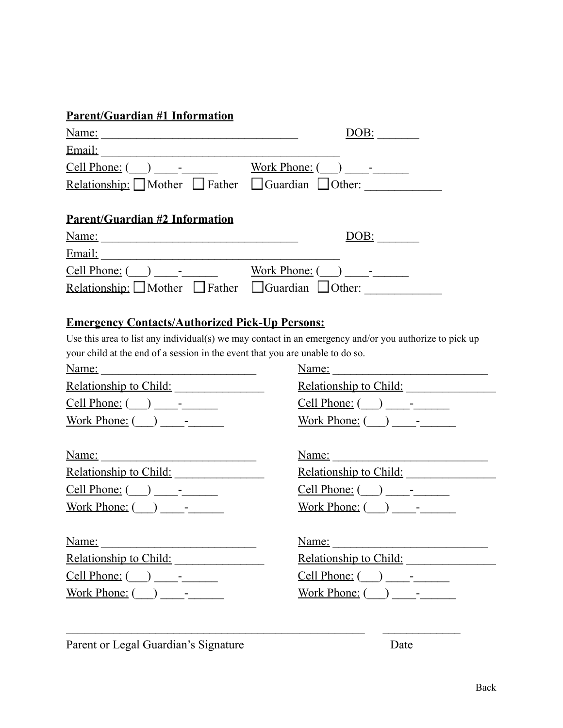**Parent/Guardian #1 Information**

Name: _________________________________ DOB: _______

Email: ________________________________________

Cell Phone: (___) ____-______ Work Phone: (___) ____-______

Relationship: ☐ Mother ☐ Father ☐ Guardian ☐ Other: _____________

**Parent/Guardian #2 Information**

Name: _________________________________ DOB: _______

Email: ________________________________________

Cell Phone: (___) ____-______ Work Phone: (___) ____-______

Relationship: ☐ Mother ☐ Father ☐ Guardian ☐ Other: _____________

**Emergency Contacts/Authorized Pick-Up Persons:**

Use this area to list any individual(s) we may contact in an emergency and/or you authorize to pick up your child at the end of a session in the event that you are unable to do so.

Name: __________________________

Relationship to Child: _______________

Cell Phone: (___) ____-______

Work Phone: (___) ____-______

Name: __________________________

Relationship to Child: _______________

Cell Phone: (___) ____-______

Work Phone: (___) ____-______

Name: __________________________

Relationship to Child: _______________

Cell Phone: (___) ____-______

Work Phone: (___) ____-______

Name: __________________________

Relationship to Child: _______________

Cell Phone: (___) ____-______

Work Phone: (___) ____-______

Name: __________________________

Relationship to Child: _______________

Cell Phone: (___) ____-______

Work Phone: (___) ____-______

Name: __________________________

Relationship to Child: _______________

Cell Phone: (___) ____-______

Work Phone: (___) ____-______

__________________________________________________ _____________

Parent or Legal Guardian's Signature Date

Back